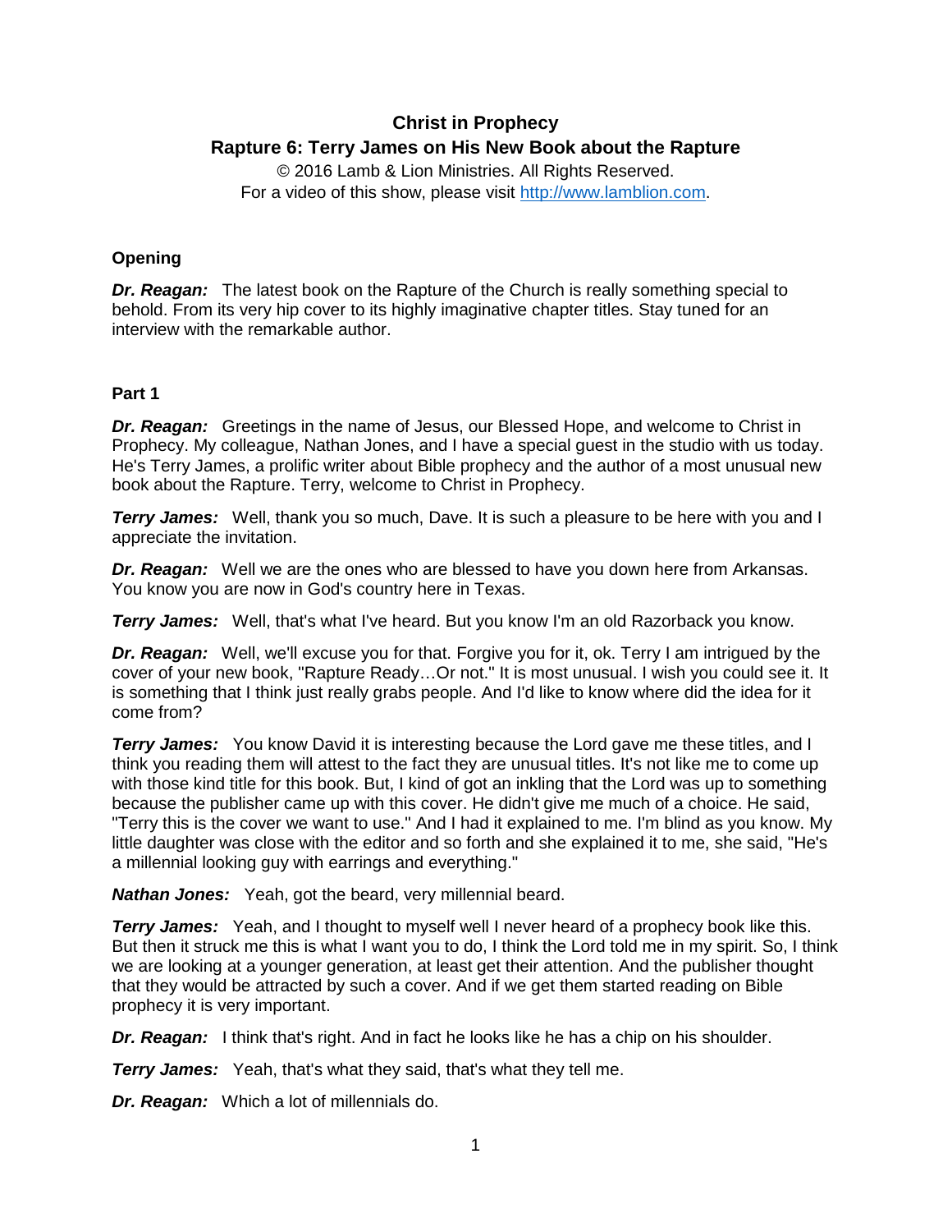# Christ in Prophecy

## Rapture 6: Terry James on His New Book about the Rapture

© 2016 Lamb & Lion Ministries. All Rights Reserved.
For a video of this show, please visit http://www.lamblion.com.

### Opening

***Dr. Reagan:*** The latest book on the Rapture of the Church is really something special to behold. From its very hip cover to its highly imaginative chapter titles. Stay tuned for an interview with the remarkable author.

### Part 1

***Dr. Reagan:*** Greetings in the name of Jesus, our Blessed Hope, and welcome to Christ in Prophecy. My colleague, Nathan Jones, and I have a special guest in the studio with us today. He's Terry James, a prolific writer about Bible prophecy and the author of a most unusual new book about the Rapture. Terry, welcome to Christ in Prophecy.

***Terry James:*** Well, thank you so much, Dave. It is such a pleasure to be here with you and I appreciate the invitation.

***Dr. Reagan:*** Well we are the ones who are blessed to have you down here from Arkansas. You know you are now in God's country here in Texas.

***Terry James:*** Well, that's what I've heard. But you know I'm an old Razorback you know.

***Dr. Reagan:*** Well, we'll excuse you for that. Forgive you for it, ok. Terry I am intrigued by the cover of your new book, "Rapture Ready…Or not." It is most unusual. I wish you could see it. It is something that I think just really grabs people. And I'd like to know where did the idea for it come from?

***Terry James:*** You know David it is interesting because the Lord gave me these titles, and I think you reading them will attest to the fact they are unusual titles. It's not like me to come up with those kind title for this book. But, I kind of got an inkling that the Lord was up to something because the publisher came up with this cover. He didn't give me much of a choice. He said, "Terry this is the cover we want to use." And I had it explained to me. I'm blind as you know. My little daughter was close with the editor and so forth and she explained it to me, she said, "He's a millennial looking guy with earrings and everything."

***Nathan Jones:*** Yeah, got the beard, very millennial beard.

***Terry James:*** Yeah, and I thought to myself well I never heard of a prophecy book like this. But then it struck me this is what I want you to do, I think the Lord told me in my spirit. So, I think we are looking at a younger generation, at least get their attention. And the publisher thought that they would be attracted by such a cover. And if we get them started reading on Bible prophecy it is very important.

***Dr. Reagan:*** I think that's right. And in fact he looks like he has a chip on his shoulder.

***Terry James:*** Yeah, that's what they said, that's what they tell me.

***Dr. Reagan:*** Which a lot of millennials do.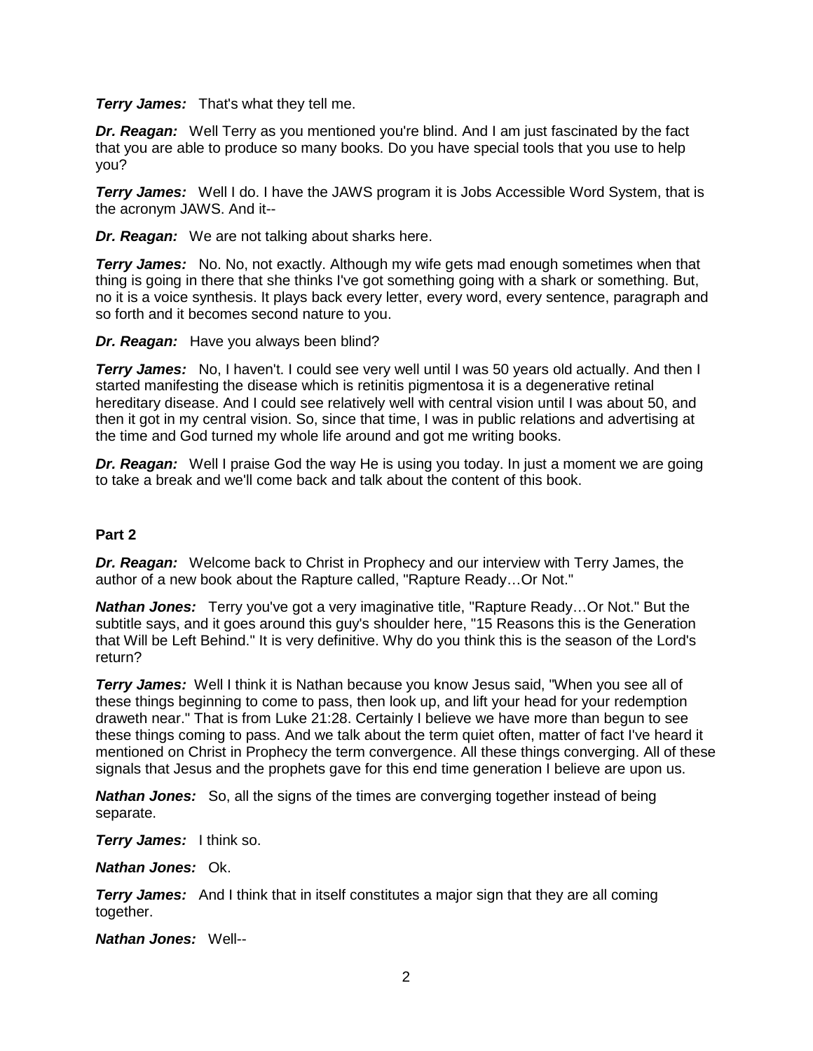***Terry James:*** That's what they tell me.

***Dr. Reagan:*** Well Terry as you mentioned you're blind. And I am just fascinated by the fact that you are able to produce so many books. Do you have special tools that you use to help you?

***Terry James:*** Well I do. I have the JAWS program it is Jobs Accessible Word System, that is the acronym JAWS. And it--

***Dr. Reagan:*** We are not talking about sharks here.

***Terry James:*** No. No, not exactly. Although my wife gets mad enough sometimes when that thing is going in there that she thinks I've got something going with a shark or something. But, no it is a voice synthesis. It plays back every letter, every word, every sentence, paragraph and so forth and it becomes second nature to you.

***Dr. Reagan:*** Have you always been blind?

***Terry James:*** No, I haven't. I could see very well until I was 50 years old actually. And then I started manifesting the disease which is retinitis pigmentosa it is a degenerative retinal hereditary disease. And I could see relatively well with central vision until I was about 50, and then it got in my central vision. So, since that time, I was in public relations and advertising at the time and God turned my whole life around and got me writing books.

***Dr. Reagan:*** Well I praise God the way He is using you today. In just a moment we are going to take a break and we'll come back and talk about the content of this book.

**Part 2**

***Dr. Reagan:*** Welcome back to Christ in Prophecy and our interview with Terry James, the author of a new book about the Rapture called, "Rapture Ready…Or Not."

***Nathan Jones:*** Terry you've got a very imaginative title, "Rapture Ready…Or Not." But the subtitle says, and it goes around this guy's shoulder here, "15 Reasons this is the Generation that Will be Left Behind." It is very definitive. Why do you think this is the season of the Lord's return?

***Terry James:*** Well I think it is Nathan because you know Jesus said, "When you see all of these things beginning to come to pass, then look up, and lift your head for your redemption draweth near." That is from Luke 21:28. Certainly I believe we have more than begun to see these things coming to pass. And we talk about the term quiet often, matter of fact I've heard it mentioned on Christ in Prophecy the term convergence. All these things converging. All of these signals that Jesus and the prophets gave for this end time generation I believe are upon us.

***Nathan Jones:*** So, all the signs of the times are converging together instead of being separate.

***Terry James:*** I think so.

***Nathan Jones:*** Ok.

***Terry James:*** And I think that in itself constitutes a major sign that they are all coming together.

***Nathan Jones:*** Well--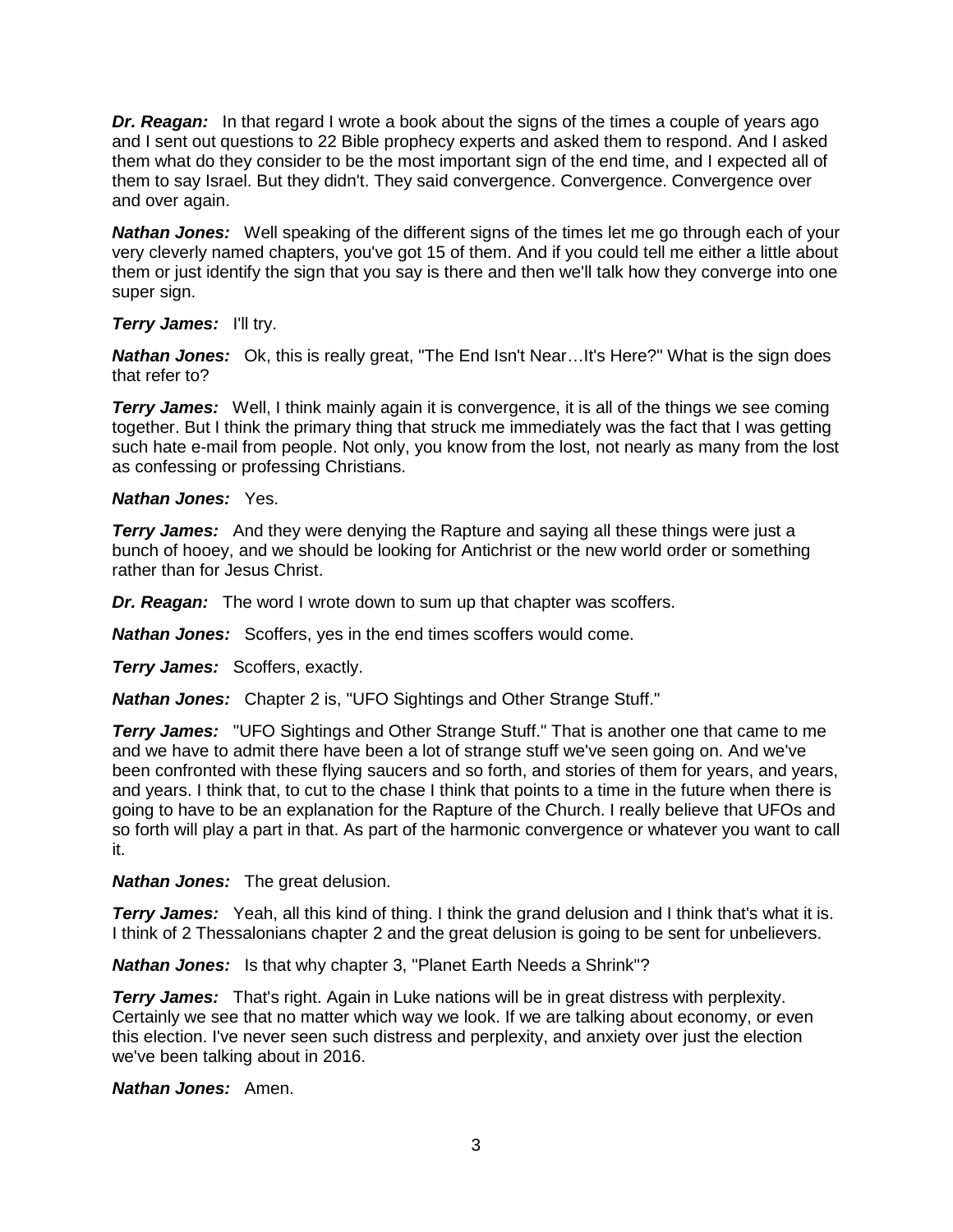***Dr. Reagan:*** In that regard I wrote a book about the signs of the times a couple of years ago and I sent out questions to 22 Bible prophecy experts and asked them to respond. And I asked them what do they consider to be the most important sign of the end time, and I expected all of them to say Israel. But they didn't. They said convergence. Convergence. Convergence over and over again.

***Nathan Jones:*** Well speaking of the different signs of the times let me go through each of your very cleverly named chapters, you've got 15 of them. And if you could tell me either a little about them or just identify the sign that you say is there and then we'll talk how they converge into one super sign.

***Terry James:*** I'll try.

***Nathan Jones:*** Ok, this is really great, "The End Isn't Near…It's Here?" What is the sign does that refer to?

***Terry James:*** Well, I think mainly again it is convergence, it is all of the things we see coming together. But I think the primary thing that struck me immediately was the fact that I was getting such hate e-mail from people. Not only, you know from the lost, not nearly as many from the lost as confessing or professing Christians.

***Nathan Jones:*** Yes.

***Terry James:*** And they were denying the Rapture and saying all these things were just a bunch of hooey, and we should be looking for Antichrist or the new world order or something rather than for Jesus Christ.

***Dr. Reagan:*** The word I wrote down to sum up that chapter was scoffers.

***Nathan Jones:*** Scoffers, yes in the end times scoffers would come.

***Terry James:*** Scoffers, exactly.

***Nathan Jones:*** Chapter 2 is, "UFO Sightings and Other Strange Stuff."

***Terry James:*** "UFO Sightings and Other Strange Stuff." That is another one that came to me and we have to admit there have been a lot of strange stuff we've seen going on. And we've been confronted with these flying saucers and so forth, and stories of them for years, and years, and years. I think that, to cut to the chase I think that points to a time in the future when there is going to have to be an explanation for the Rapture of the Church. I really believe that UFOs and so forth will play a part in that. As part of the harmonic convergence or whatever you want to call it.

***Nathan Jones:*** The great delusion.

***Terry James:*** Yeah, all this kind of thing. I think the grand delusion and I think that's what it is. I think of 2 Thessalonians chapter 2 and the great delusion is going to be sent for unbelievers.

***Nathan Jones:*** Is that why chapter 3, "Planet Earth Needs a Shrink"?

***Terry James:*** That's right. Again in Luke nations will be in great distress with perplexity. Certainly we see that no matter which way we look. If we are talking about economy, or even this election. I've never seen such distress and perplexity, and anxiety over just the election we've been talking about in 2016.

***Nathan Jones:*** Amen.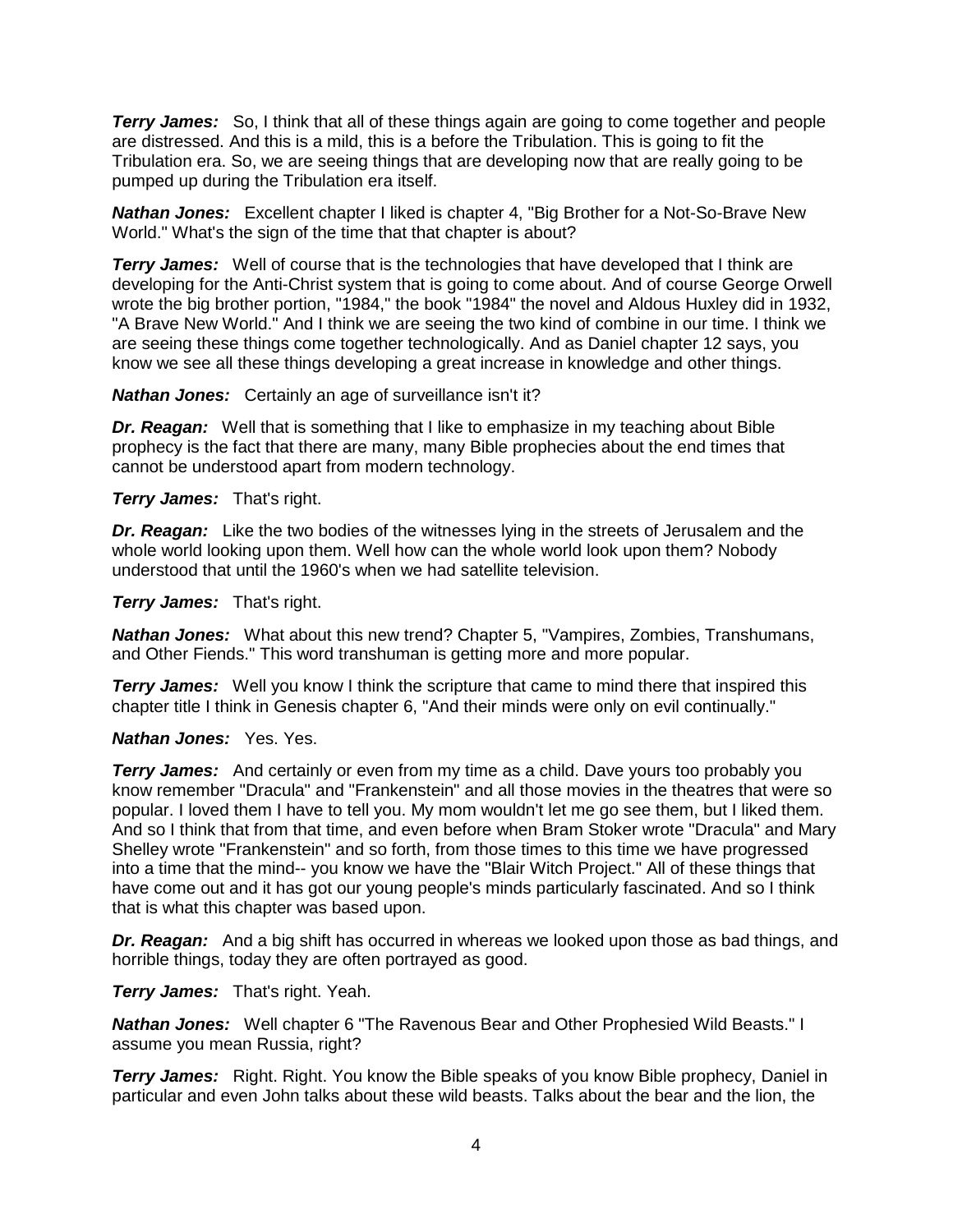***Terry James:*** So, I think that all of these things again are going to come together and people are distressed. And this is a mild, this is a before the Tribulation. This is going to fit the Tribulation era. So, we are seeing things that are developing now that are really going to be pumped up during the Tribulation era itself.

***Nathan Jones:*** Excellent chapter I liked is chapter 4, "Big Brother for a Not-So-Brave New World." What's the sign of the time that that chapter is about?

***Terry James:*** Well of course that is the technologies that have developed that I think are developing for the Anti-Christ system that is going to come about. And of course George Orwell wrote the big brother portion, "1984," the book "1984" the novel and Aldous Huxley did in 1932, "A Brave New World." And I think we are seeing the two kind of combine in our time. I think we are seeing these things come together technologically. And as Daniel chapter 12 says, you know we see all these things developing a great increase in knowledge and other things.

***Nathan Jones:*** Certainly an age of surveillance isn't it?

***Dr. Reagan:*** Well that is something that I like to emphasize in my teaching about Bible prophecy is the fact that there are many, many Bible prophecies about the end times that cannot be understood apart from modern technology.

***Terry James:*** That's right.

***Dr. Reagan:*** Like the two bodies of the witnesses lying in the streets of Jerusalem and the whole world looking upon them. Well how can the whole world look upon them? Nobody understood that until the 1960's when we had satellite television.

***Terry James:*** That's right.

***Nathan Jones:*** What about this new trend? Chapter 5, "Vampires, Zombies, Transhumans, and Other Fiends." This word transhuman is getting more and more popular.

***Terry James:*** Well you know I think the scripture that came to mind there that inspired this chapter title I think in Genesis chapter 6, "And their minds were only on evil continually."

***Nathan Jones:*** Yes. Yes.

***Terry James:*** And certainly or even from my time as a child. Dave yours too probably you know remember "Dracula" and "Frankenstein" and all those movies in the theatres that were so popular. I loved them I have to tell you. My mom wouldn't let me go see them, but I liked them. And so I think that from that time, and even before when Bram Stoker wrote "Dracula" and Mary Shelley wrote "Frankenstein" and so forth, from those times to this time we have progressed into a time that the mind-- you know we have the "Blair Witch Project." All of these things that have come out and it has got our young people's minds particularly fascinated. And so I think that is what this chapter was based upon.

***Dr. Reagan:*** And a big shift has occurred in whereas we looked upon those as bad things, and horrible things, today they are often portrayed as good.

***Terry James:*** That's right. Yeah.

***Nathan Jones:*** Well chapter 6 "The Ravenous Bear and Other Prophesied Wild Beasts." I assume you mean Russia, right?

***Terry James:*** Right. Right. You know the Bible speaks of you know Bible prophecy, Daniel in particular and even John talks about these wild beasts. Talks about the bear and the lion, the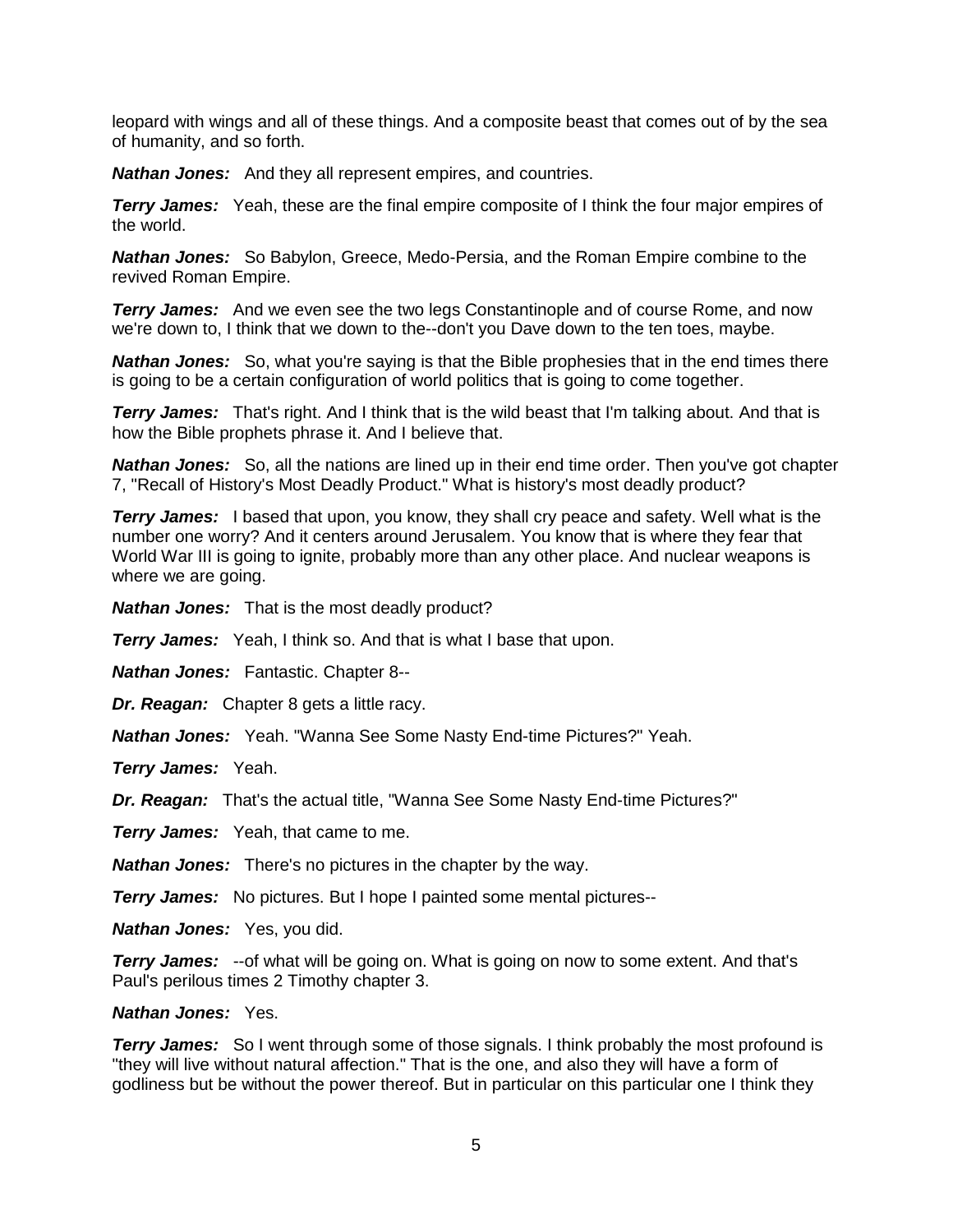leopard with wings and all of these things. And a composite beast that comes out of by the sea of humanity, and so forth.

***Nathan Jones:*** And they all represent empires, and countries.

***Terry James:*** Yeah, these are the final empire composite of I think the four major empires of the world.

***Nathan Jones:*** So Babylon, Greece, Medo-Persia, and the Roman Empire combine to the revived Roman Empire.

***Terry James:*** And we even see the two legs Constantinople and of course Rome, and now we're down to, I think that we down to the--don't you Dave down to the ten toes, maybe.

***Nathan Jones:*** So, what you're saying is that the Bible prophesies that in the end times there is going to be a certain configuration of world politics that is going to come together.

***Terry James:*** That's right. And I think that is the wild beast that I'm talking about. And that is how the Bible prophets phrase it. And I believe that.

***Nathan Jones:*** So, all the nations are lined up in their end time order. Then you've got chapter 7, "Recall of History's Most Deadly Product." What is history's most deadly product?

***Terry James:*** I based that upon, you know, they shall cry peace and safety. Well what is the number one worry? And it centers around Jerusalem. You know that is where they fear that World War III is going to ignite, probably more than any other place. And nuclear weapons is where we are going.

***Nathan Jones:*** That is the most deadly product?

***Terry James:*** Yeah, I think so. And that is what I base that upon.

***Nathan Jones:*** Fantastic. Chapter 8--

***Dr. Reagan:*** Chapter 8 gets a little racy.

***Nathan Jones:*** Yeah. "Wanna See Some Nasty End-time Pictures?" Yeah.

***Terry James:*** Yeah.

***Dr. Reagan:*** That's the actual title, "Wanna See Some Nasty End-time Pictures?"

***Terry James:*** Yeah, that came to me.

***Nathan Jones:*** There's no pictures in the chapter by the way.

***Terry James:*** No pictures. But I hope I painted some mental pictures--

***Nathan Jones:*** Yes, you did.

***Terry James:*** --of what will be going on. What is going on now to some extent. And that's Paul's perilous times 2 Timothy chapter 3.

***Nathan Jones:*** Yes.

***Terry James:*** So I went through some of those signals. I think probably the most profound is "they will live without natural affection." That is the one, and also they will have a form of godliness but be without the power thereof. But in particular on this particular one I think they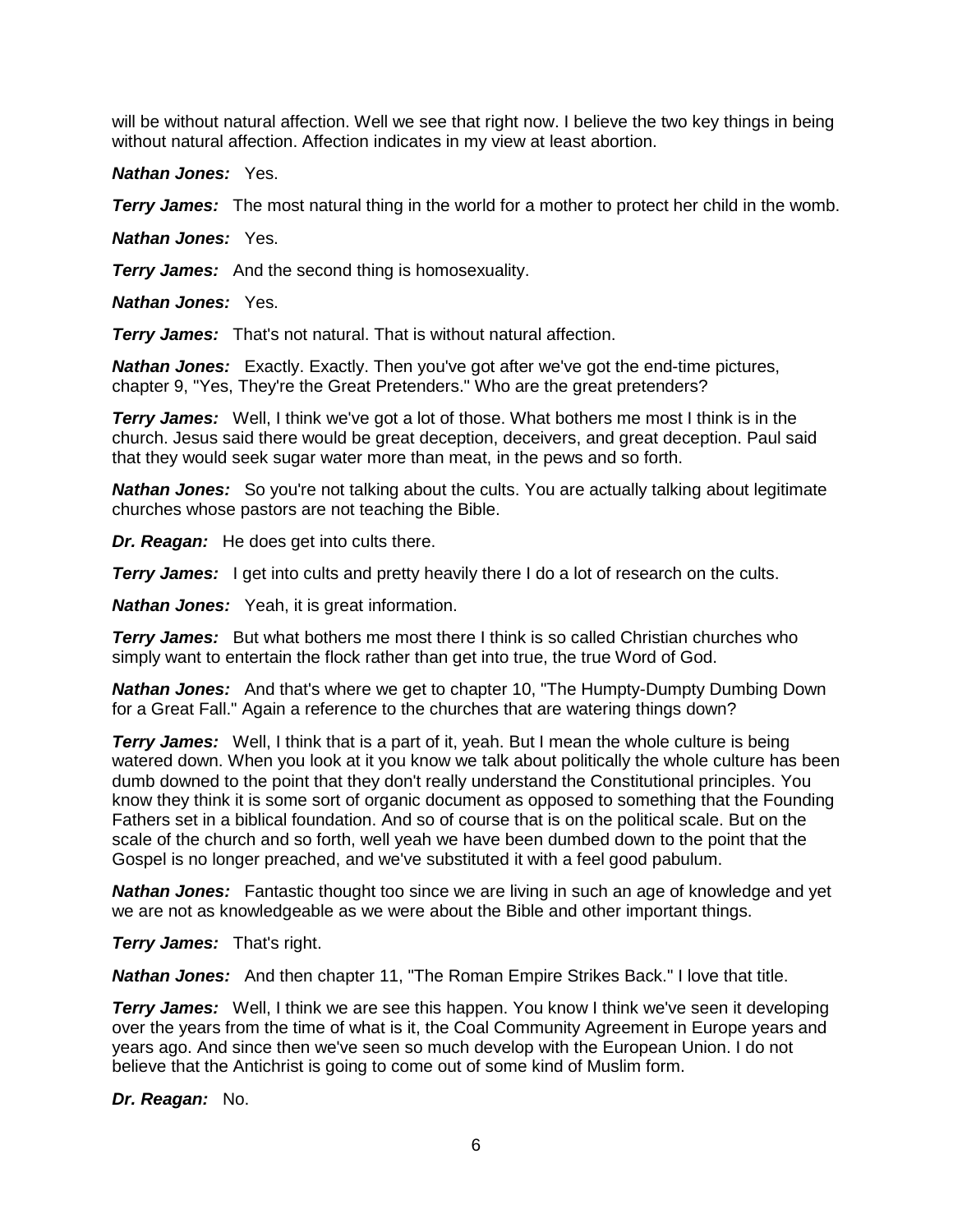will be without natural affection. Well we see that right now. I believe the two key things in being without natural affection. Affection indicates in my view at least abortion.

***Nathan Jones:*** Yes.

***Terry James:*** The most natural thing in the world for a mother to protect her child in the womb.

***Nathan Jones:*** Yes.

***Terry James:*** And the second thing is homosexuality.

***Nathan Jones:*** Yes.

***Terry James:*** That's not natural. That is without natural affection.

***Nathan Jones:*** Exactly. Exactly. Then you've got after we've got the end-time pictures, chapter 9, "Yes, They're the Great Pretenders." Who are the great pretenders?

***Terry James:*** Well, I think we've got a lot of those. What bothers me most I think is in the church. Jesus said there would be great deception, deceivers, and great deception. Paul said that they would seek sugar water more than meat, in the pews and so forth.

***Nathan Jones:*** So you're not talking about the cults. You are actually talking about legitimate churches whose pastors are not teaching the Bible.

***Dr. Reagan:*** He does get into cults there.

***Terry James:*** I get into cults and pretty heavily there I do a lot of research on the cults.

***Nathan Jones:*** Yeah, it is great information.

***Terry James:*** But what bothers me most there I think is so called Christian churches who simply want to entertain the flock rather than get into true, the true Word of God.

***Nathan Jones:*** And that's where we get to chapter 10, "The Humpty-Dumpty Dumbing Down for a Great Fall." Again a reference to the churches that are watering things down?

***Terry James:*** Well, I think that is a part of it, yeah. But I mean the whole culture is being watered down. When you look at it you know we talk about politically the whole culture has been dumb downed to the point that they don't really understand the Constitutional principles. You know they think it is some sort of organic document as opposed to something that the Founding Fathers set in a biblical foundation. And so of course that is on the political scale. But on the scale of the church and so forth, well yeah we have been dumbed down to the point that the Gospel is no longer preached, and we've substituted it with a feel good pabulum.

***Nathan Jones:*** Fantastic thought too since we are living in such an age of knowledge and yet we are not as knowledgeable as we were about the Bible and other important things.

***Terry James:*** That's right.

***Nathan Jones:*** And then chapter 11, "The Roman Empire Strikes Back." I love that title.

***Terry James:*** Well, I think we are see this happen. You know I think we've seen it developing over the years from the time of what is it, the Coal Community Agreement in Europe years and years ago. And since then we've seen so much develop with the European Union. I do not believe that the Antichrist is going to come out of some kind of Muslim form.

***Dr. Reagan:*** No.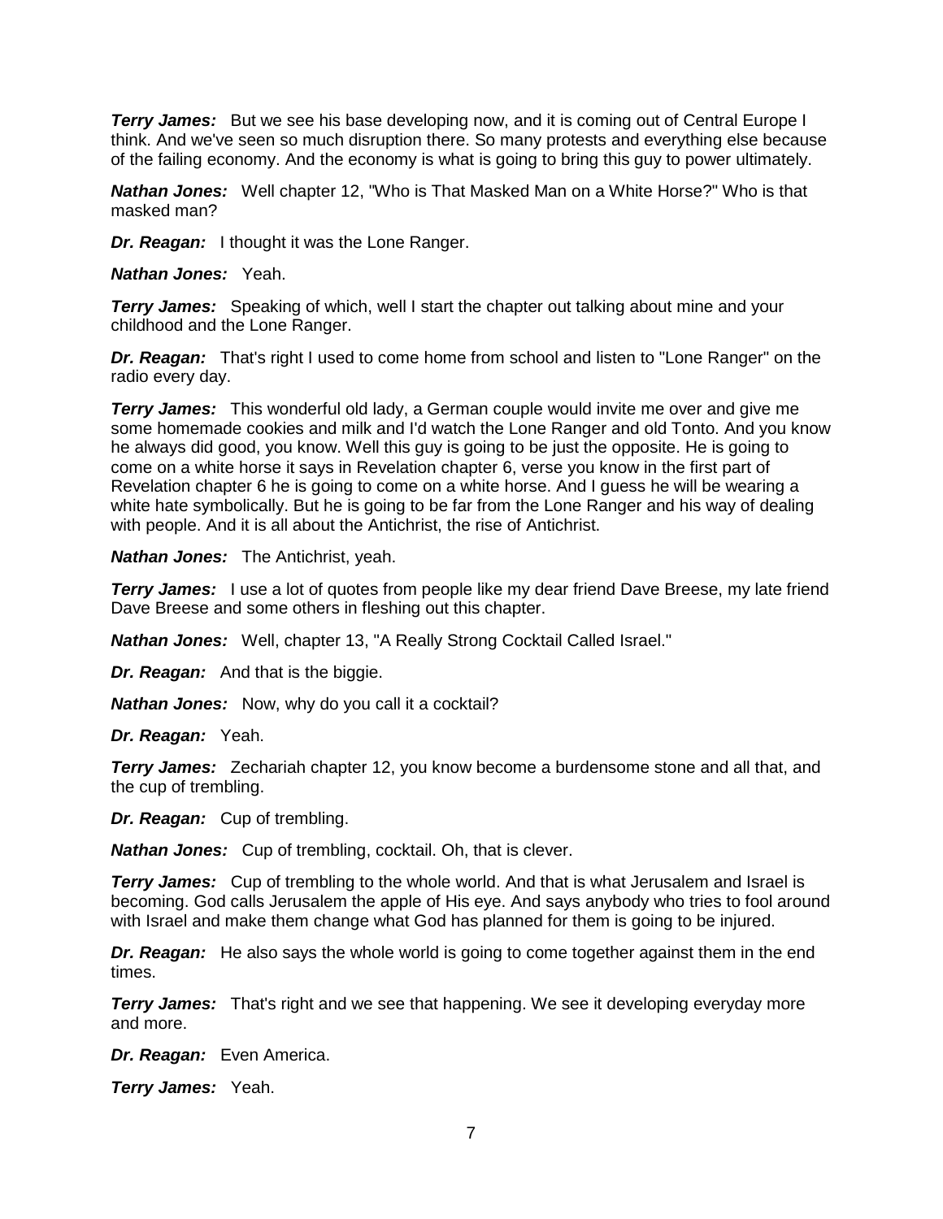***Terry James:*** But we see his base developing now, and it is coming out of Central Europe I think. And we've seen so much disruption there. So many protests and everything else because of the failing economy. And the economy is what is going to bring this guy to power ultimately.

***Nathan Jones:*** Well chapter 12, "Who is That Masked Man on a White Horse?" Who is that masked man?

***Dr. Reagan:*** I thought it was the Lone Ranger.

***Nathan Jones:*** Yeah.

***Terry James:*** Speaking of which, well I start the chapter out talking about mine and your childhood and the Lone Ranger.

***Dr. Reagan:*** That's right I used to come home from school and listen to "Lone Ranger" on the radio every day.

***Terry James:*** This wonderful old lady, a German couple would invite me over and give me some homemade cookies and milk and I'd watch the Lone Ranger and old Tonto. And you know he always did good, you know. Well this guy is going to be just the opposite. He is going to come on a white horse it says in Revelation chapter 6, verse you know in the first part of Revelation chapter 6 he is going to come on a white horse. And I guess he will be wearing a white hate symbolically. But he is going to be far from the Lone Ranger and his way of dealing with people. And it is all about the Antichrist, the rise of Antichrist.

***Nathan Jones:*** The Antichrist, yeah.

***Terry James:*** I use a lot of quotes from people like my dear friend Dave Breese, my late friend Dave Breese and some others in fleshing out this chapter.

***Nathan Jones:*** Well, chapter 13, "A Really Strong Cocktail Called Israel."

***Dr. Reagan:*** And that is the biggie.

***Nathan Jones:*** Now, why do you call it a cocktail?

***Dr. Reagan:*** Yeah.

***Terry James:*** Zechariah chapter 12, you know become a burdensome stone and all that, and the cup of trembling.

***Dr. Reagan:*** Cup of trembling.

***Nathan Jones:*** Cup of trembling, cocktail. Oh, that is clever.

***Terry James:*** Cup of trembling to the whole world. And that is what Jerusalem and Israel is becoming. God calls Jerusalem the apple of His eye. And says anybody who tries to fool around with Israel and make them change what God has planned for them is going to be injured.

***Dr. Reagan:*** He also says the whole world is going to come together against them in the end times.

***Terry James:*** That's right and we see that happening. We see it developing everyday more and more.

***Dr. Reagan:*** Even America.

***Terry James:*** Yeah.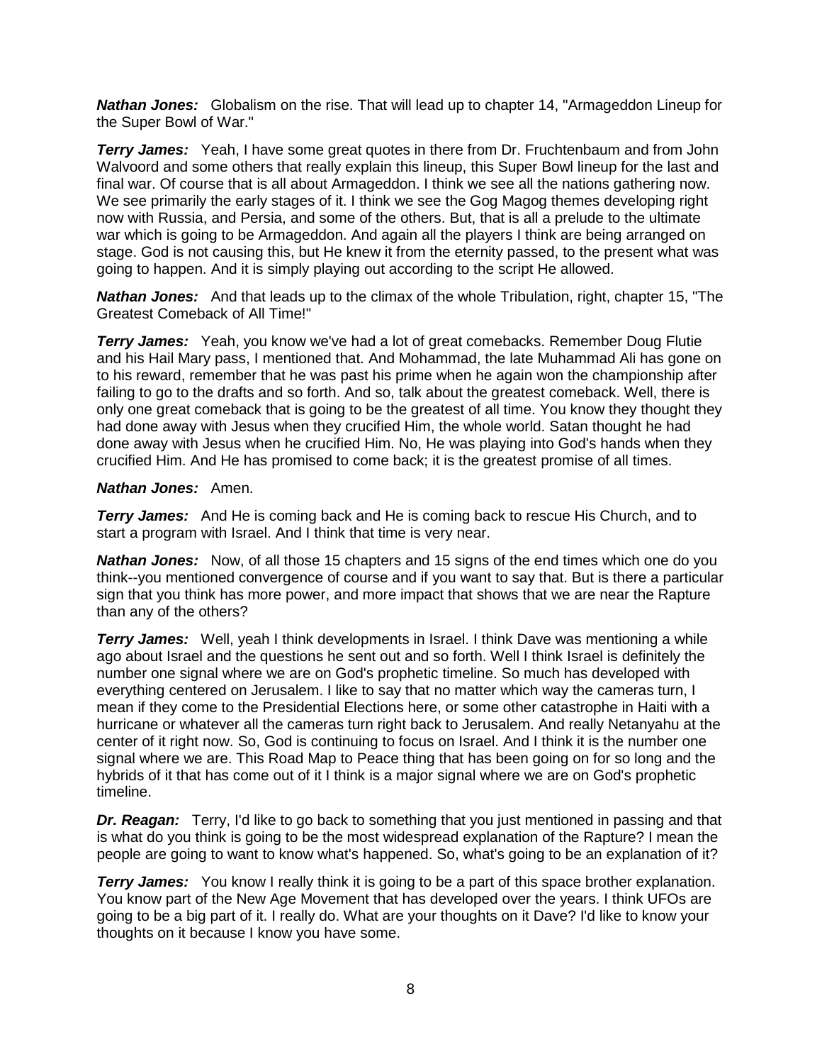***Nathan Jones:*** Globalism on the rise. That will lead up to chapter 14, "Armageddon Lineup for the Super Bowl of War."

***Terry James:*** Yeah, I have some great quotes in there from Dr. Fruchtenbaum and from John Walvoord and some others that really explain this lineup, this Super Bowl lineup for the last and final war. Of course that is all about Armageddon. I think we see all the nations gathering now. We see primarily the early stages of it. I think we see the Gog Magog themes developing right now with Russia, and Persia, and some of the others. But, that is all a prelude to the ultimate war which is going to be Armageddon. And again all the players I think are being arranged on stage. God is not causing this, but He knew it from the eternity passed, to the present what was going to happen. And it is simply playing out according to the script He allowed.

***Nathan Jones:*** And that leads up to the climax of the whole Tribulation, right, chapter 15, "The Greatest Comeback of All Time!"

***Terry James:*** Yeah, you know we've had a lot of great comebacks. Remember Doug Flutie and his Hail Mary pass, I mentioned that. And Mohammad, the late Muhammad Ali has gone on to his reward, remember that he was past his prime when he again won the championship after failing to go to the drafts and so forth. And so, talk about the greatest comeback. Well, there is only one great comeback that is going to be the greatest of all time. You know they thought they had done away with Jesus when they crucified Him, the whole world. Satan thought he had done away with Jesus when he crucified Him. No, He was playing into God's hands when they crucified Him. And He has promised to come back; it is the greatest promise of all times.

***Nathan Jones:*** Amen.

***Terry James:*** And He is coming back and He is coming back to rescue His Church, and to start a program with Israel. And I think that time is very near.

***Nathan Jones:*** Now, of all those 15 chapters and 15 signs of the end times which one do you think--you mentioned convergence of course and if you want to say that. But is there a particular sign that you think has more power, and more impact that shows that we are near the Rapture than any of the others?

***Terry James:*** Well, yeah I think developments in Israel. I think Dave was mentioning a while ago about Israel and the questions he sent out and so forth. Well I think Israel is definitely the number one signal where we are on God's prophetic timeline. So much has developed with everything centered on Jerusalem. I like to say that no matter which way the cameras turn, I mean if they come to the Presidential Elections here, or some other catastrophe in Haiti with a hurricane or whatever all the cameras turn right back to Jerusalem. And really Netanyahu at the center of it right now. So, God is continuing to focus on Israel. And I think it is the number one signal where we are. This Road Map to Peace thing that has been going on for so long and the hybrids of it that has come out of it I think is a major signal where we are on God's prophetic timeline.

***Dr. Reagan:*** Terry, I'd like to go back to something that you just mentioned in passing and that is what do you think is going to be the most widespread explanation of the Rapture? I mean the people are going to want to know what's happened. So, what's going to be an explanation of it?

***Terry James:*** You know I really think it is going to be a part of this space brother explanation. You know part of the New Age Movement that has developed over the years. I think UFOs are going to be a big part of it. I really do. What are your thoughts on it Dave? I'd like to know your thoughts on it because I know you have some.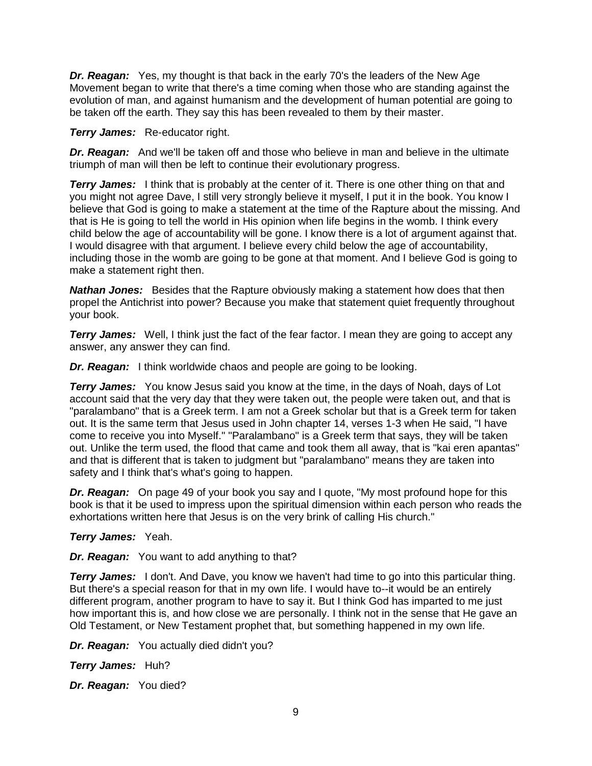***Dr. Reagan:*** Yes, my thought is that back in the early 70's the leaders of the New Age Movement began to write that there's a time coming when those who are standing against the evolution of man, and against humanism and the development of human potential are going to be taken off the earth. They say this has been revealed to them by their master.

***Terry James:*** Re-educator right.

***Dr. Reagan:*** And we'll be taken off and those who believe in man and believe in the ultimate triumph of man will then be left to continue their evolutionary progress.

***Terry James:*** I think that is probably at the center of it. There is one other thing on that and you might not agree Dave, I still very strongly believe it myself, I put it in the book. You know I believe that God is going to make a statement at the time of the Rapture about the missing. And that is He is going to tell the world in His opinion when life begins in the womb. I think every child below the age of accountability will be gone. I know there is a lot of argument against that. I would disagree with that argument. I believe every child below the age of accountability, including those in the womb are going to be gone at that moment. And I believe God is going to make a statement right then.

***Nathan Jones:*** Besides that the Rapture obviously making a statement how does that then propel the Antichrist into power? Because you make that statement quiet frequently throughout your book.

***Terry James:*** Well, I think just the fact of the fear factor. I mean they are going to accept any answer, any answer they can find.

***Dr. Reagan:*** I think worldwide chaos and people are going to be looking.

***Terry James:*** You know Jesus said you know at the time, in the days of Noah, days of Lot account said that the very day that they were taken out, the people were taken out, and that is "paralambano" that is a Greek term. I am not a Greek scholar but that is a Greek term for taken out. It is the same term that Jesus used in John chapter 14, verses 1-3 when He said, "I have come to receive you into Myself." "Paralambano" is a Greek term that says, they will be taken out. Unlike the term used, the flood that came and took them all away, that is "kai eren apantas" and that is different that is taken to judgment but "paralambano" means they are taken into safety and I think that's what's going to happen.

***Dr. Reagan:*** On page 49 of your book you say and I quote, "My most profound hope for this book is that it be used to impress upon the spiritual dimension within each person who reads the exhortations written here that Jesus is on the very brink of calling His church."

***Terry James:*** Yeah.

***Dr. Reagan:*** You want to add anything to that?

***Terry James:*** I don't. And Dave, you know we haven't had time to go into this particular thing. But there's a special reason for that in my own life. I would have to--it would be an entirely different program, another program to have to say it. But I think God has imparted to me just how important this is, and how close we are personally. I think not in the sense that He gave an Old Testament, or New Testament prophet that, but something happened in my own life.

***Dr. Reagan:*** You actually died didn't you?

***Terry James:*** Huh?

***Dr. Reagan:*** You died?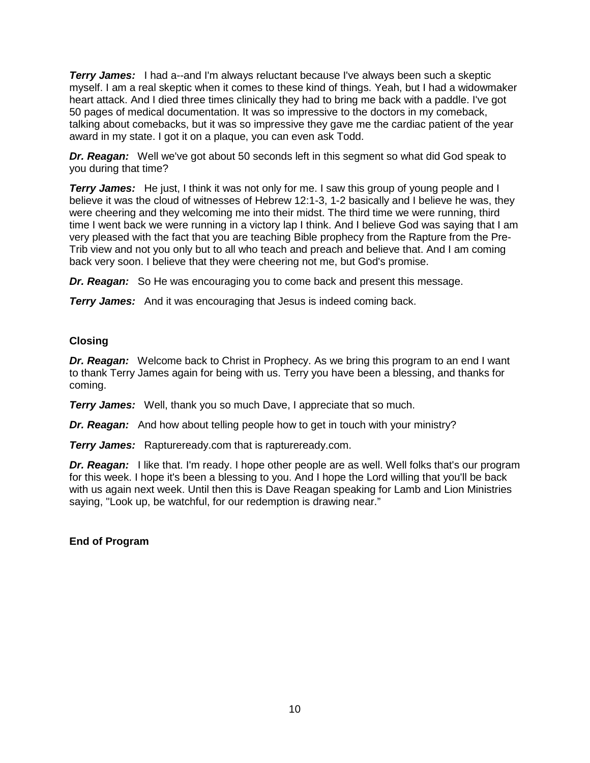***Terry James:*** I had a--and I'm always reluctant because I've always been such a skeptic myself. I am a real skeptic when it comes to these kind of things. Yeah, but I had a widowmaker heart attack. And I died three times clinically they had to bring me back with a paddle. I've got 50 pages of medical documentation. It was so impressive to the doctors in my comeback, talking about comebacks, but it was so impressive they gave me the cardiac patient of the year award in my state. I got it on a plaque, you can even ask Todd.

***Dr. Reagan:*** Well we've got about 50 seconds left in this segment so what did God speak to you during that time?

***Terry James:*** He just, I think it was not only for me. I saw this group of young people and I believe it was the cloud of witnesses of Hebrew 12:1-3, 1-2 basically and I believe he was, they were cheering and they welcoming me into their midst. The third time we were running, third time I went back we were running in a victory lap I think. And I believe God was saying that I am very pleased with the fact that you are teaching Bible prophecy from the Rapture from the Pre-Trib view and not you only but to all who teach and preach and believe that. And I am coming back very soon. I believe that they were cheering not me, but God's promise.

***Dr. Reagan:*** So He was encouraging you to come back and present this message.

***Terry James:*** And it was encouraging that Jesus is indeed coming back.

**Closing**

***Dr. Reagan:*** Welcome back to Christ in Prophecy. As we bring this program to an end I want to thank Terry James again for being with us. Terry you have been a blessing, and thanks for coming.

***Terry James:*** Well, thank you so much Dave, I appreciate that so much.

***Dr. Reagan:*** And how about telling people how to get in touch with your ministry?

***Terry James:*** Raptureready.com that is raptureready.com.

***Dr. Reagan:*** I like that. I'm ready. I hope other people are as well. Well folks that's our program for this week. I hope it's been a blessing to you. And I hope the Lord willing that you'll be back with us again next week. Until then this is Dave Reagan speaking for Lamb and Lion Ministries saying, "Look up, be watchful, for our redemption is drawing near."

**End of Program**